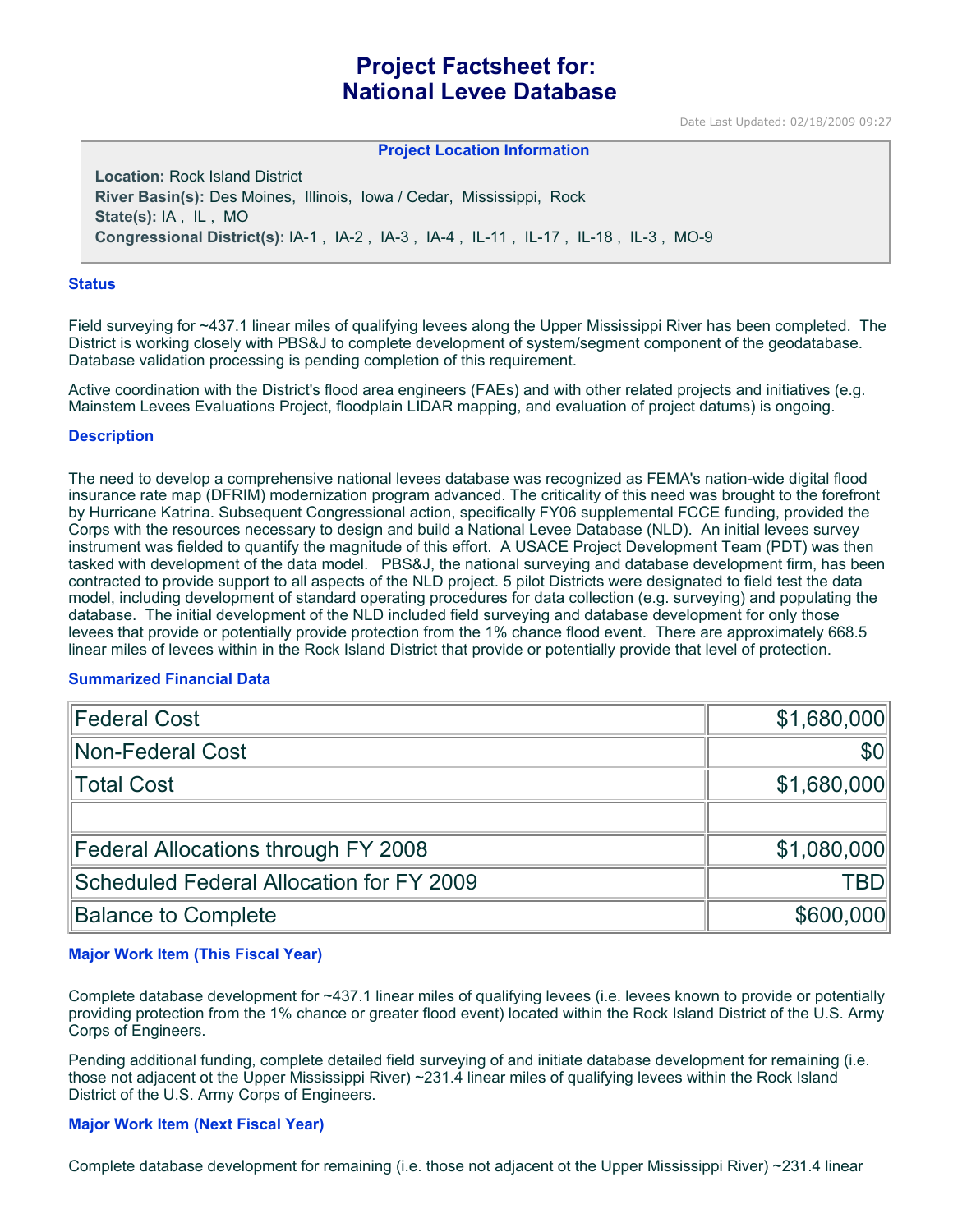# Project Factsheet for: National Levee Database

Date Last Updated: 02/18/2009 09:27

**Project Location Information**

**Location:** Rock Island District
**River Basin(s):** Des Moines, Illinois, Iowa / Cedar, Mississippi, Rock
**State(s):** IA , IL , MO
**Congressional District(s):** IA-1 , IA-2 , IA-3 , IA-4 , IL-11 , IL-17 , IL-18 , IL-3 , MO-9

### Status

Field surveying for ~437.1 linear miles of qualifying levees along the Upper Mississippi River has been completed. The District is working closely with PBS&J to complete development of system/segment component of the geodatabase. Database validation processing is pending completion of this requirement.

Active coordination with the District's flood area engineers (FAEs) and with other related projects and initiatives (e.g. Mainstem Levees Evaluations Project, floodplain LIDAR mapping, and evaluation of project datums) is ongoing.

### Description

The need to develop a comprehensive national levees database was recognized as FEMA's nation-wide digital flood insurance rate map (DFRIM) modernization program advanced. The criticality of this need was brought to the forefront by Hurricane Katrina. Subsequent Congressional action, specifically FY06 supplemental FCCE funding, provided the Corps with the resources necessary to design and build a National Levee Database (NLD). An initial levees survey instrument was fielded to quantify the magnitude of this effort. A USACE Project Development Team (PDT) was then tasked with development of the data model. PBS&J, the national surveying and database development firm, has been contracted to provide support to all aspects of the NLD project. 5 pilot Districts were designated to field test the data model, including development of standard operating procedures for data collection (e.g. surveying) and populating the database. The initial development of the NLD included field surveying and database development for only those levees that provide or potentially provide protection from the 1% chance flood event. There are approximately 668.5 linear miles of levees within in the Rock Island District that provide or potentially provide that level of protection.

### Summarized Financial Data

| | |
|---|---:|
| Federal Cost | $1,680,000 |
| Non-Federal Cost | $0 |
| Total Cost | $1,680,000 |
| | |
| Federal Allocations through FY 2008 | $1,080,000 |
| Scheduled Federal Allocation for FY 2009 | TBD |
| Balance to Complete | $600,000 |

### Major Work Item (This Fiscal Year)

Complete database development for ~437.1 linear miles of qualifying levees (i.e. levees known to provide or potentially providing protection from the 1% chance or greater flood event) located within the Rock Island District of the U.S. Army Corps of Engineers.

Pending additional funding, complete detailed field surveying of and initiate database development for remaining (i.e. those not adjacent ot the Upper Mississippi River) ~231.4 linear miles of qualifying levees within the Rock Island District of the U.S. Army Corps of Engineers.

### Major Work Item (Next Fiscal Year)

Complete database development for remaining (i.e. those not adjacent ot the Upper Mississippi River) ~231.4 linear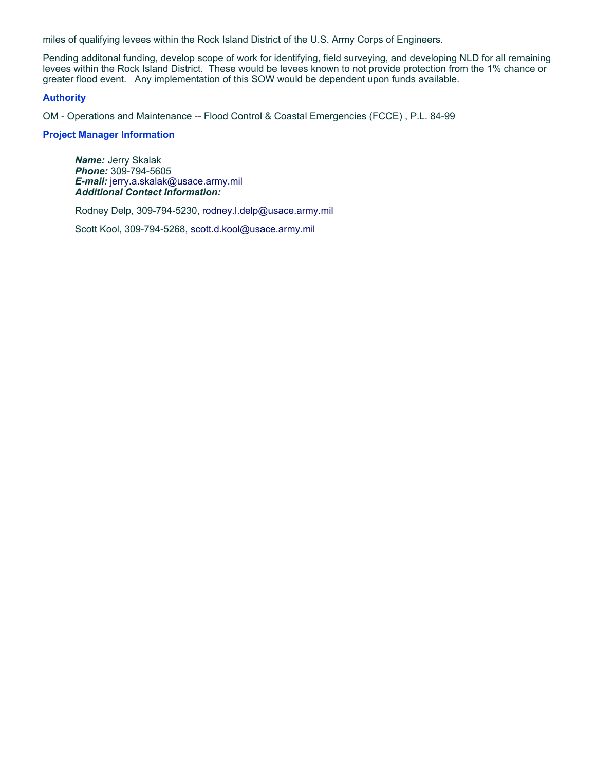miles of qualifying levees within the Rock Island District of the U.S. Army Corps of Engineers.

Pending additonal funding, develop scope of work for identifying, field surveying, and developing NLD for all remaining levees within the Rock Island District. These would be levees known to not provide protection from the 1% chance or greater flood event. Any implementation of this SOW would be dependent upon funds available.

### Authority

OM - Operations and Maintenance -- Flood Control & Coastal Emergencies (FCCE) , P.L. 84-99

### Project Manager Information

***Name:*** Jerry Skalak
***Phone:*** 309-794-5605
***E-mail:*** jerry.a.skalak@usace.army.mil
***Additional Contact Information:***

Rodney Delp, 309-794-5230, rodney.l.delp@usace.army.mil

Scott Kool, 309-794-5268, scott.d.kool@usace.army.mil